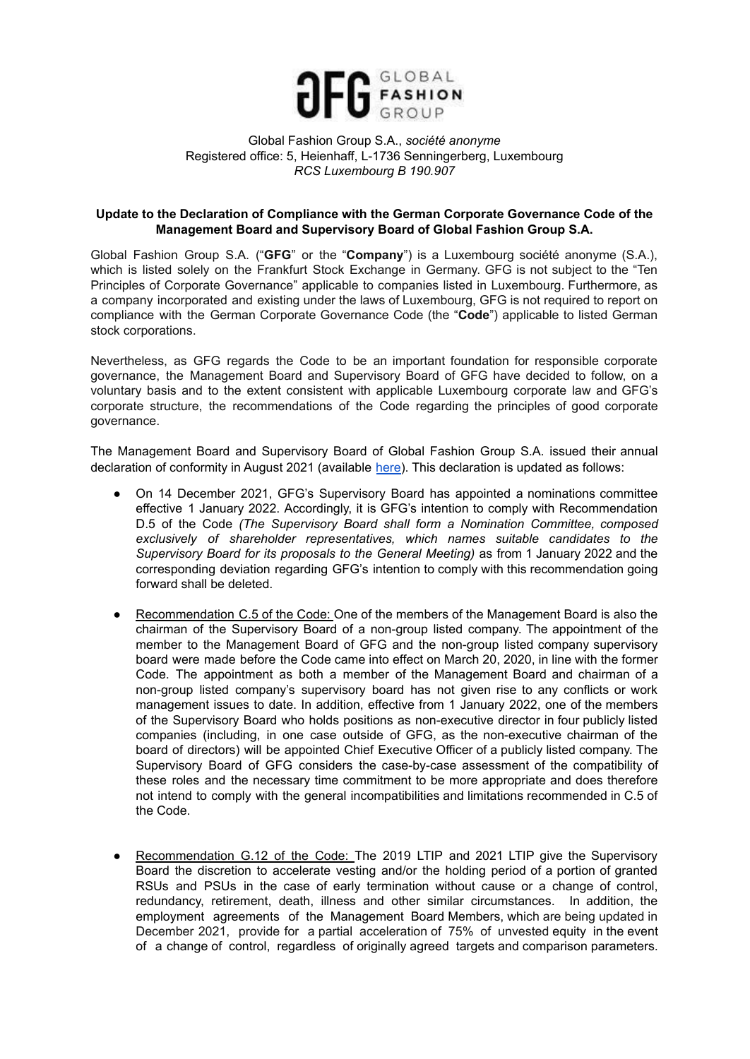Global Fashion Group S.A., *société anonyme*
Registered office: 5, Heienhaff, L-1736 Senningerberg, Luxembourg
*RCS Luxembourg B 190.907*

**Update to the Declaration of Compliance with the German Corporate Governance Code of the Management Board and Supervisory Board of Global Fashion Group S.A.**

Global Fashion Group S.A. ("**GFG**" or the "**Company**") is a Luxembourg société anonyme (S.A.), which is listed solely on the Frankfurt Stock Exchange in Germany. GFG is not subject to the "Ten Principles of Corporate Governance" applicable to companies listed in Luxembourg. Furthermore, as a company incorporated and existing under the laws of Luxembourg, GFG is not required to report on compliance with the German Corporate Governance Code (the "**Code**") applicable to listed German stock corporations.

Nevertheless, as GFG regards the Code to be an important foundation for responsible corporate governance, the Management Board and Supervisory Board of GFG have decided to follow, on a voluntary basis and to the extent consistent with applicable Luxembourg corporate law and GFG's corporate structure, the recommendations of the Code regarding the principles of good corporate governance.

The Management Board and Supervisory Board of Global Fashion Group S.A. issued their annual declaration of conformity in August 2021 (available here). This declaration is updated as follows:

- On 14 December 2021, GFG's Supervisory Board has appointed a nominations committee effective 1 January 2022. Accordingly, it is GFG's intention to comply with Recommendation D.5 of the Code *(The Supervisory Board shall form a Nomination Committee, composed exclusively of shareholder representatives, which names suitable candidates to the Supervisory Board for its proposals to the General Meeting)* as from 1 January 2022 and the corresponding deviation regarding GFG's intention to comply with this recommendation going forward shall be deleted.

- Recommendation C.5 of the Code: One of the members of the Management Board is also the chairman of the Supervisory Board of a non-group listed company. The appointment of the member to the Management Board of GFG and the non-group listed company supervisory board were made before the Code came into effect on March 20, 2020, in line with the former Code. The appointment as both a member of the Management Board and chairman of a non-group listed company's supervisory board has not given rise to any conflicts or work management issues to date. In addition, effective from 1 January 2022, one of the members of the Supervisory Board who holds positions as non-executive director in four publicly listed companies (including, in one case outside of GFG, as the non-executive chairman of the board of directors) will be appointed Chief Executive Officer of a publicly listed company. The Supervisory Board of GFG considers the case-by-case assessment of the compatibility of these roles and the necessary time commitment to be more appropriate and does therefore not intend to comply with the general incompatibilities and limitations recommended in C.5 of the Code.

- Recommendation G.12 of the Code: The 2019 LTIP and 2021 LTIP give the Supervisory Board the discretion to accelerate vesting and/or the holding period of a portion of granted RSUs and PSUs in the case of early termination without cause or a change of control, redundancy, retirement, death, illness and other similar circumstances. In addition, the employment agreements of the Management Board Members, which are being updated in December 2021, provide for a partial acceleration of 75% of unvested equity in the event of a change of control, regardless of originally agreed targets and comparison parameters.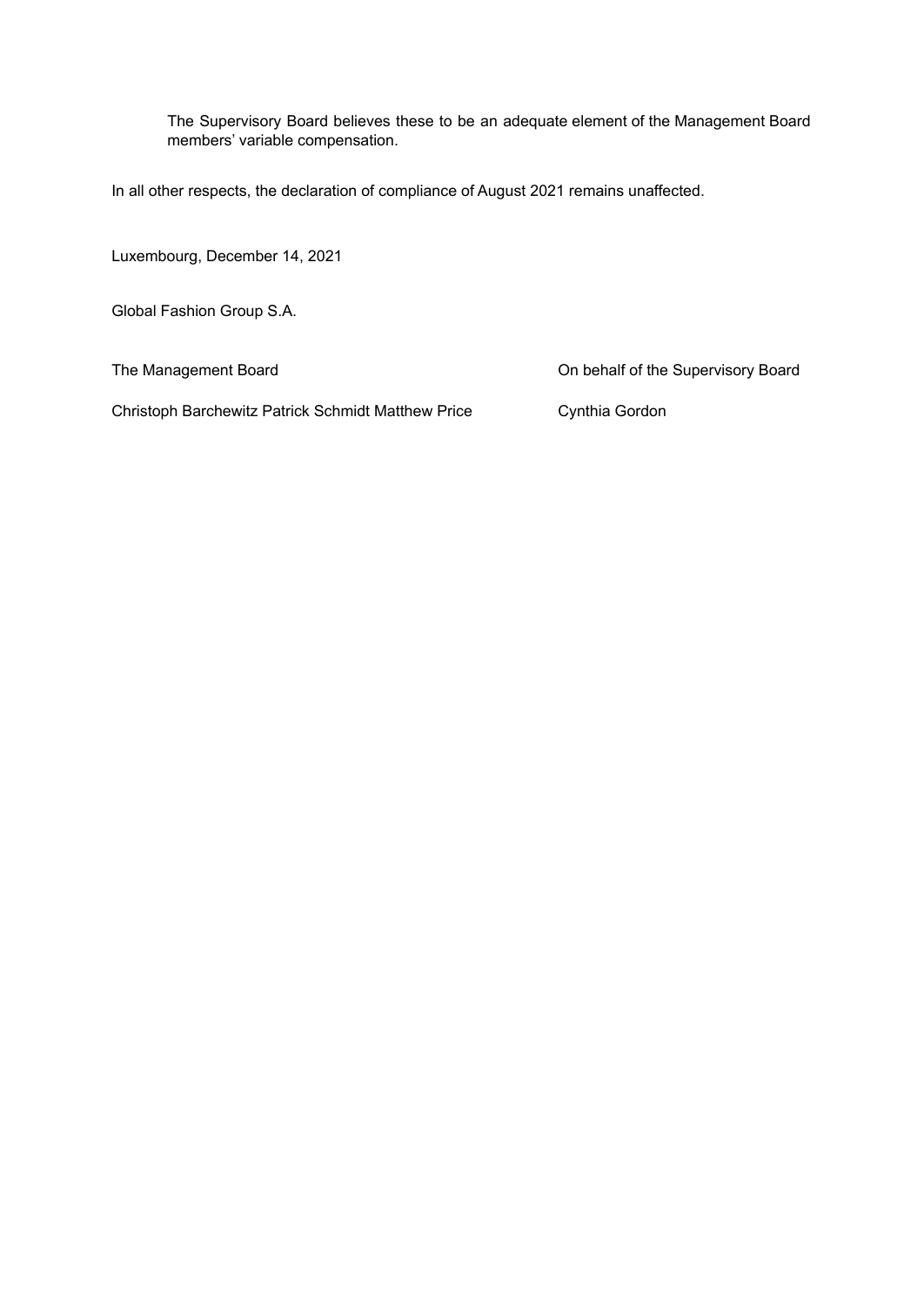The Supervisory Board believes these to be an adequate element of the Management Board members' variable compensation.

In all other respects, the declaration of compliance of August 2021 remains unaffected.

Luxembourg, December 14, 2021

Global Fashion Group S.A.

| | |
|---|---|
| The Management Board | On behalf of the Supervisory Board |
| Christoph Barchewitz Patrick Schmidt Matthew Price | Cynthia Gordon |